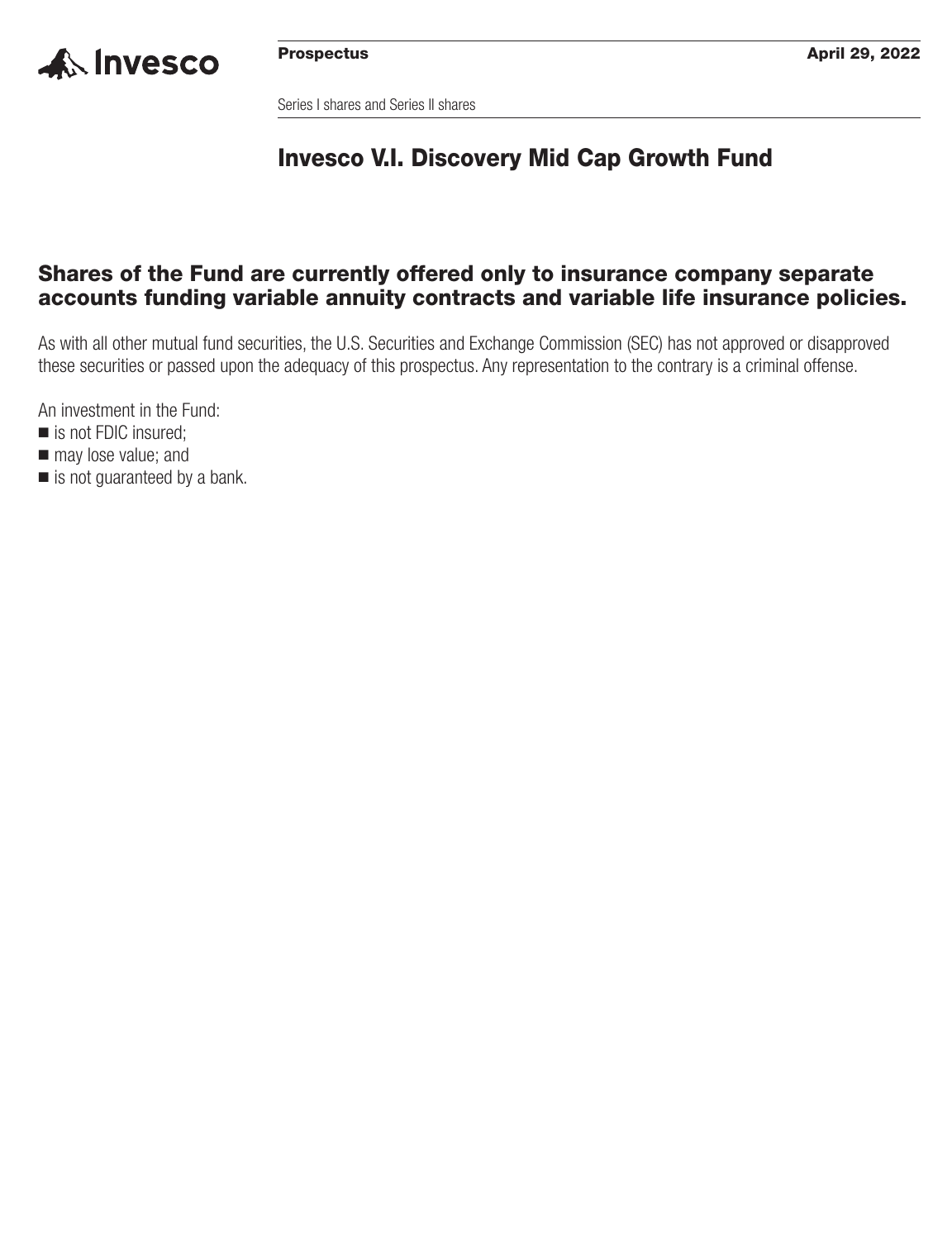Invesco

**Prospectus** **April 29, 2022**

Series I shares and Series II shares

# Invesco V.I. Discovery Mid Cap Growth Fund

## Shares of the Fund are currently offered only to insurance company separate accounts funding variable annuity contracts and variable life insurance policies.

As with all other mutual fund securities, the U.S. Securities and Exchange Commission (SEC) has not approved or disapproved these securities or passed upon the adequacy of this prospectus. Any representation to the contrary is a criminal offense.

An investment in the Fund:

- is not FDIC insured;
- may lose value; and
- is not guaranteed by a bank.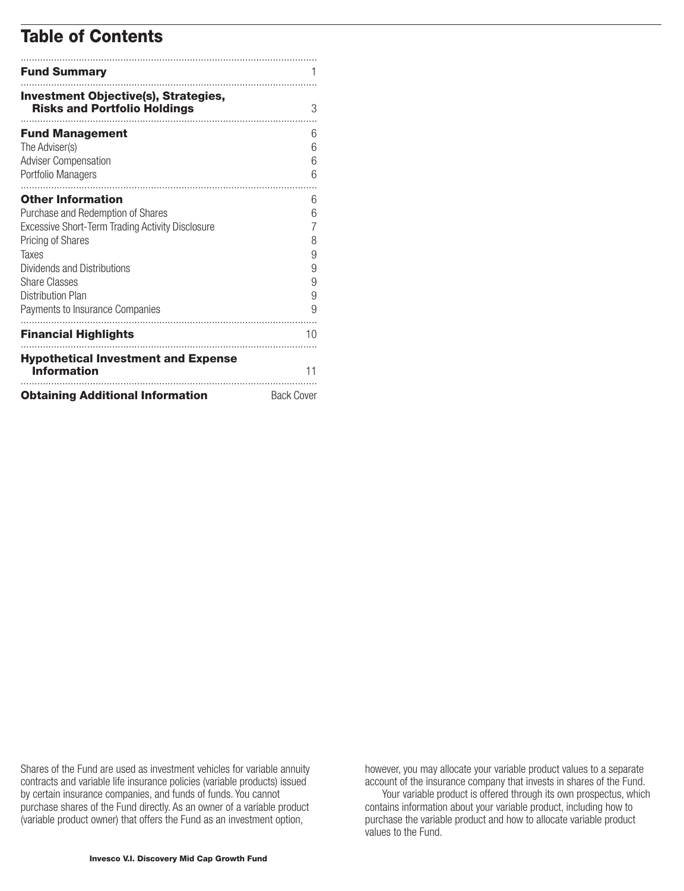# Table of Contents

| | |
|---|---|
| **Fund Summary** | 1 |
| **Investment Objective(s), Strategies, Risks and Portfolio Holdings** | 3 |
| **Fund Management** | 6 |
| The Adviser(s) | 6 |
| Adviser Compensation | 6 |
| Portfolio Managers | 6 |
| **Other Information** | 6 |
| Purchase and Redemption of Shares | 6 |
| Excessive Short-Term Trading Activity Disclosure | 7 |
| Pricing of Shares | 8 |
| Taxes | 9 |
| Dividends and Distributions | 9 |
| Share Classes | 9 |
| Distribution Plan | 9 |
| Payments to Insurance Companies | 9 |
| **Financial Highlights** | 10 |
| **Hypothetical Investment and Expense Information** | 11 |
| **Obtaining Additional Information** | Back Cover |

Shares of the Fund are used as investment vehicles for variable annuity contracts and variable life insurance policies (variable products) issued by certain insurance companies, and funds of funds. You cannot purchase shares of the Fund directly. As an owner of a variable product (variable product owner) that offers the Fund as an investment option, however, you may allocate your variable product values to a separate account of the insurance company that invests in shares of the Fund.

Your variable product is offered through its own prospectus, which contains information about your variable product, including how to purchase the variable product and how to allocate variable product values to the Fund.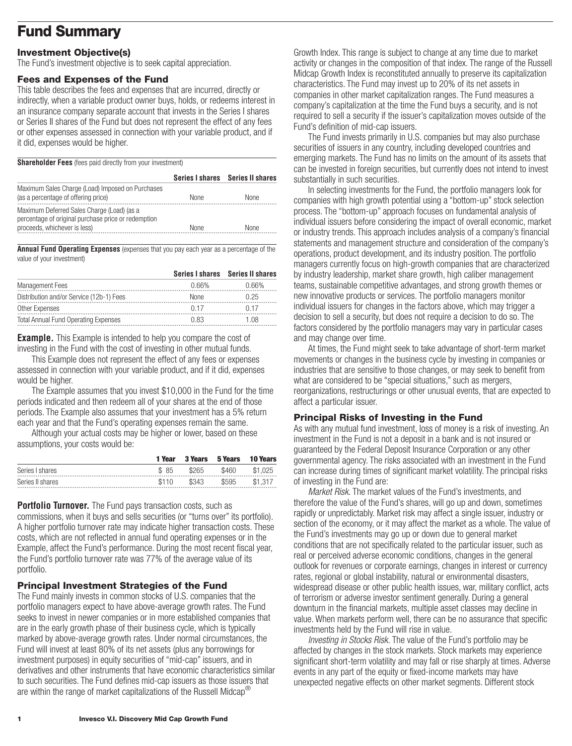# Fund Summary

### Investment Objective(s)

The Fund's investment objective is to seek capital appreciation.

### Fees and Expenses of the Fund

This table describes the fees and expenses that are incurred, directly or indirectly, when a variable product owner buys, holds, or redeems interest in an insurance company separate account that invests in the Series I shares or Series II shares of the Fund but does not represent the effect of any fees or other expenses assessed in connection with your variable product, and if it did, expenses would be higher.

**Shareholder Fees** (fees paid directly from your investment)

| | Series I shares | Series II shares |
|---|---|---|
| Maximum Sales Charge (Load) Imposed on Purchases (as a percentage of offering price) | None | None |
| Maximum Deferred Sales Charge (Load) (as a percentage of original purchase price or redemption proceeds, whichever is less) | None | None |

**Annual Fund Operating Expenses** (expenses that you pay each year as a percentage of the value of your investment)

| | Series I shares | Series II shares |
|---|---|---|
| Management Fees | 0.66% | 0.66% |
| Distribution and/or Service (12b-1) Fees | None | 0.25 |
| Other Expenses | 0.17 | 0.17 |
| Total Annual Fund Operating Expenses | 0.83 | 1.08 |

**Example.** This Example is intended to help you compare the cost of investing in the Fund with the cost of investing in other mutual funds.

This Example does not represent the effect of any fees or expenses assessed in connection with your variable product, and if it did, expenses would be higher.

The Example assumes that you invest $10,000 in the Fund for the time periods indicated and then redeem all of your shares at the end of those periods. The Example also assumes that your investment has a 5% return each year and that the Fund's operating expenses remain the same.

Although your actual costs may be higher or lower, based on these assumptions, your costs would be:

| | 1 Year | 3 Years | 5 Years | 10 Years |
|---|---|---|---|---|
| Series I shares | $ 85 | $265 | $460 | $1,025 |
| Series II shares | $110 | $343 | $595 | $1,317 |

**Portfolio Turnover.** The Fund pays transaction costs, such as commissions, when it buys and sells securities (or "turns over" its portfolio). A higher portfolio turnover rate may indicate higher transaction costs. These costs, which are not reflected in annual fund operating expenses or in the Example, affect the Fund's performance. During the most recent fiscal year, the Fund's portfolio turnover rate was 77% of the average value of its portfolio.

### Principal Investment Strategies of the Fund

The Fund mainly invests in common stocks of U.S. companies that the portfolio managers expect to have above-average growth rates. The Fund seeks to invest in newer companies or in more established companies that are in the early growth phase of their business cycle, which is typically marked by above-average growth rates. Under normal circumstances, the Fund will invest at least 80% of its net assets (plus any borrowings for investment purposes) in equity securities of "mid-cap" issuers, and in derivatives and other instruments that have economic characteristics similar to such securities. The Fund defines mid-cap issuers as those issuers that are within the range of market capitalizations of the Russell Midcap® Growth Index. This range is subject to change at any time due to market activity or changes in the composition of that index. The range of the Russell Midcap Growth Index is reconstituted annually to preserve its capitalization characteristics. The Fund may invest up to 20% of its net assets in companies in other market capitalization ranges. The Fund measures a company's capitalization at the time the Fund buys a security, and is not required to sell a security if the issuer's capitalization moves outside of the Fund's definition of mid-cap issuers.

The Fund invests primarily in U.S. companies but may also purchase securities of issuers in any country, including developed countries and emerging markets. The Fund has no limits on the amount of its assets that can be invested in foreign securities, but currently does not intend to invest substantially in such securities.

In selecting investments for the Fund, the portfolio managers look for companies with high growth potential using a "bottom-up" stock selection process. The "bottom-up" approach focuses on fundamental analysis of individual issuers before considering the impact of overall economic, market or industry trends. This approach includes analysis of a company's financial statements and management structure and consideration of the company's operations, product development, and its industry position. The portfolio managers currently focus on high-growth companies that are characterized by industry leadership, market share growth, high caliber management teams, sustainable competitive advantages, and strong growth themes or new innovative products or services. The portfolio managers monitor individual issuers for changes in the factors above, which may trigger a decision to sell a security, but does not require a decision to do so. The factors considered by the portfolio managers may vary in particular cases and may change over time.

At times, the Fund might seek to take advantage of short-term market movements or changes in the business cycle by investing in companies or industries that are sensitive to those changes, or may seek to benefit from what are considered to be "special situations," such as mergers, reorganizations, restructurings or other unusual events, that are expected to affect a particular issuer.

### Principal Risks of Investing in the Fund

As with any mutual fund investment, loss of money is a risk of investing. An investment in the Fund is not a deposit in a bank and is not insured or guaranteed by the Federal Deposit Insurance Corporation or any other governmental agency. The risks associated with an investment in the Fund can increase during times of significant market volatility. The principal risks of investing in the Fund are:

*Market Risk.* The market values of the Fund's investments, and therefore the value of the Fund's shares, will go up and down, sometimes rapidly or unpredictably. Market risk may affect a single issuer, industry or section of the economy, or it may affect the market as a whole. The value of the Fund's investments may go up or down due to general market conditions that are not specifically related to the particular issuer, such as real or perceived adverse economic conditions, changes in the general outlook for revenues or corporate earnings, changes in interest or currency rates, regional or global instability, natural or environmental disasters, widespread disease or other public health issues, war, military conflict, acts of terrorism or adverse investor sentiment generally. During a general downturn in the financial markets, multiple asset classes may decline in value. When markets perform well, there can be no assurance that specific investments held by the Fund will rise in value.

*Investing in Stocks Risk.* The value of the Fund's portfolio may be affected by changes in the stock markets. Stock markets may experience significant short-term volatility and may fall or rise sharply at times. Adverse events in any part of the equity or fixed-income markets may have unexpected negative effects on other market segments. Different stock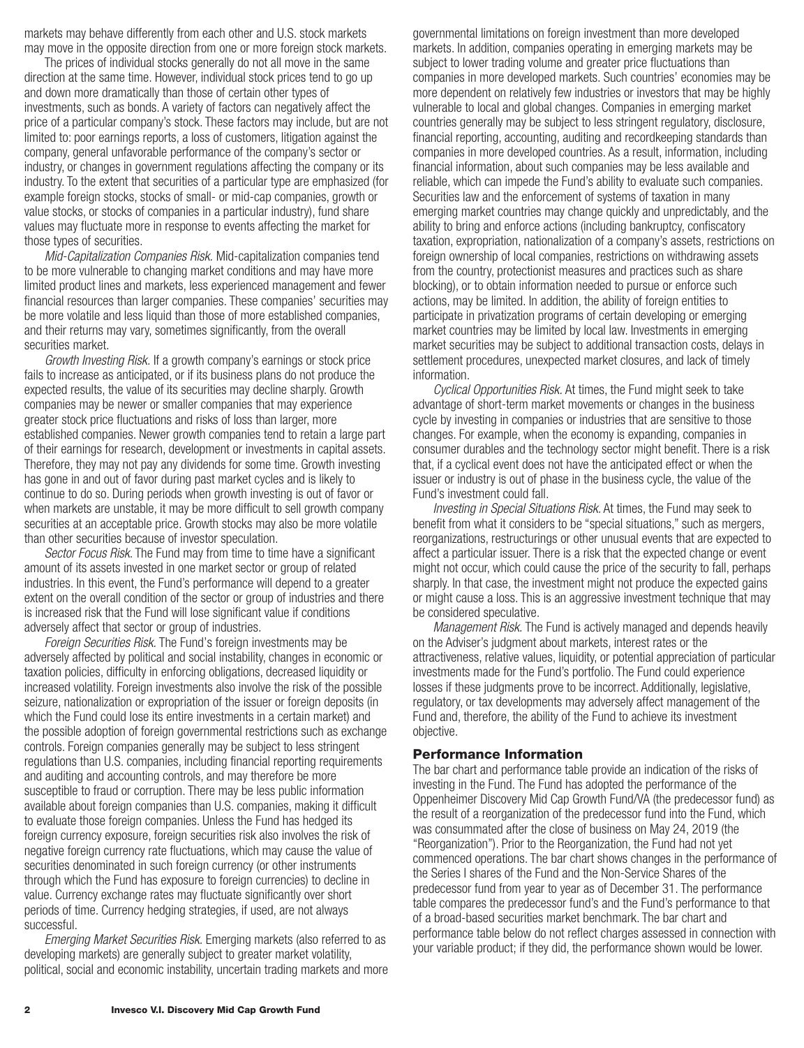markets may behave differently from each other and U.S. stock markets may move in the opposite direction from one or more foreign stock markets.

The prices of individual stocks generally do not all move in the same direction at the same time. However, individual stock prices tend to go up and down more dramatically than those of certain other types of investments, such as bonds. A variety of factors can negatively affect the price of a particular company's stock. These factors may include, but are not limited to: poor earnings reports, a loss of customers, litigation against the company, general unfavorable performance of the company's sector or industry, or changes in government regulations affecting the company or its industry. To the extent that securities of a particular type are emphasized (for example foreign stocks, stocks of small- or mid-cap companies, growth or value stocks, or stocks of companies in a particular industry), fund share values may fluctuate more in response to events affecting the market for those types of securities.

*Mid-Capitalization Companies Risk.* Mid-capitalization companies tend to be more vulnerable to changing market conditions and may have more limited product lines and markets, less experienced management and fewer financial resources than larger companies. These companies' securities may be more volatile and less liquid than those of more established companies, and their returns may vary, sometimes significantly, from the overall securities market.

*Growth Investing Risk.* If a growth company's earnings or stock price fails to increase as anticipated, or if its business plans do not produce the expected results, the value of its securities may decline sharply. Growth companies may be newer or smaller companies that may experience greater stock price fluctuations and risks of loss than larger, more established companies. Newer growth companies tend to retain a large part of their earnings for research, development or investments in capital assets. Therefore, they may not pay any dividends for some time. Growth investing has gone in and out of favor during past market cycles and is likely to continue to do so. During periods when growth investing is out of favor or when markets are unstable, it may be more difficult to sell growth company securities at an acceptable price. Growth stocks may also be more volatile than other securities because of investor speculation.

*Sector Focus Risk.* The Fund may from time to time have a significant amount of its assets invested in one market sector or group of related industries. In this event, the Fund's performance will depend to a greater extent on the overall condition of the sector or group of industries and there is increased risk that the Fund will lose significant value if conditions adversely affect that sector or group of industries.

*Foreign Securities Risk.* The Fund's foreign investments may be adversely affected by political and social instability, changes in economic or taxation policies, difficulty in enforcing obligations, decreased liquidity or increased volatility. Foreign investments also involve the risk of the possible seizure, nationalization or expropriation of the issuer or foreign deposits (in which the Fund could lose its entire investments in a certain market) and the possible adoption of foreign governmental restrictions such as exchange controls. Foreign companies generally may be subject to less stringent regulations than U.S. companies, including financial reporting requirements and auditing and accounting controls, and may therefore be more susceptible to fraud or corruption. There may be less public information available about foreign companies than U.S. companies, making it difficult to evaluate those foreign companies. Unless the Fund has hedged its foreign currency exposure, foreign securities risk also involves the risk of negative foreign currency rate fluctuations, which may cause the value of securities denominated in such foreign currency (or other instruments through which the Fund has exposure to foreign currencies) to decline in value. Currency exchange rates may fluctuate significantly over short periods of time. Currency hedging strategies, if used, are not always successful.

*Emerging Market Securities Risk.* Emerging markets (also referred to as developing markets) are generally subject to greater market volatility, political, social and economic instability, uncertain trading markets and more governmental limitations on foreign investment than more developed markets. In addition, companies operating in emerging markets may be subject to lower trading volume and greater price fluctuations than companies in more developed markets. Such countries' economies may be more dependent on relatively few industries or investors that may be highly vulnerable to local and global changes. Companies in emerging market countries generally may be subject to less stringent regulatory, disclosure, financial reporting, accounting, auditing and recordkeeping standards than companies in more developed countries. As a result, information, including financial information, about such companies may be less available and reliable, which can impede the Fund's ability to evaluate such companies. Securities law and the enforcement of systems of taxation in many emerging market countries may change quickly and unpredictably, and the ability to bring and enforce actions (including bankruptcy, confiscatory taxation, expropriation, nationalization of a company's assets, restrictions on foreign ownership of local companies, restrictions on withdrawing assets from the country, protectionist measures and practices such as share blocking), or to obtain information needed to pursue or enforce such actions, may be limited. In addition, the ability of foreign entities to participate in privatization programs of certain developing or emerging market countries may be limited by local law. Investments in emerging market securities may be subject to additional transaction costs, delays in settlement procedures, unexpected market closures, and lack of timely information.

*Cyclical Opportunities Risk.* At times, the Fund might seek to take advantage of short-term market movements or changes in the business cycle by investing in companies or industries that are sensitive to those changes. For example, when the economy is expanding, companies in consumer durables and the technology sector might benefit. There is a risk that, if a cyclical event does not have the anticipated effect or when the issuer or industry is out of phase in the business cycle, the value of the Fund's investment could fall.

*Investing in Special Situations Risk.* At times, the Fund may seek to benefit from what it considers to be "special situations," such as mergers, reorganizations, restructurings or other unusual events that are expected to affect a particular issuer. There is a risk that the expected change or event might not occur, which could cause the price of the security to fall, perhaps sharply. In that case, the investment might not produce the expected gains or might cause a loss. This is an aggressive investment technique that may be considered speculative.

*Management Risk.* The Fund is actively managed and depends heavily on the Adviser's judgment about markets, interest rates or the attractiveness, relative values, liquidity, or potential appreciation of particular investments made for the Fund's portfolio. The Fund could experience losses if these judgments prove to be incorrect. Additionally, legislative, regulatory, or tax developments may adversely affect management of the Fund and, therefore, the ability of the Fund to achieve its investment objective.

## Performance Information

The bar chart and performance table provide an indication of the risks of investing in the Fund. The Fund has adopted the performance of the Oppenheimer Discovery Mid Cap Growth Fund/VA (the predecessor fund) as the result of a reorganization of the predecessor fund into the Fund, which was consummated after the close of business on May 24, 2019 (the "Reorganization"). Prior to the Reorganization, the Fund had not yet commenced operations. The bar chart shows changes in the performance of the Series I shares of the Fund and the Non-Service Shares of the predecessor fund from year to year as of December 31. The performance table compares the predecessor fund's and the Fund's performance to that of a broad-based securities market benchmark. The bar chart and performance table below do not reflect charges assessed in connection with your variable product; if they did, the performance shown would be lower.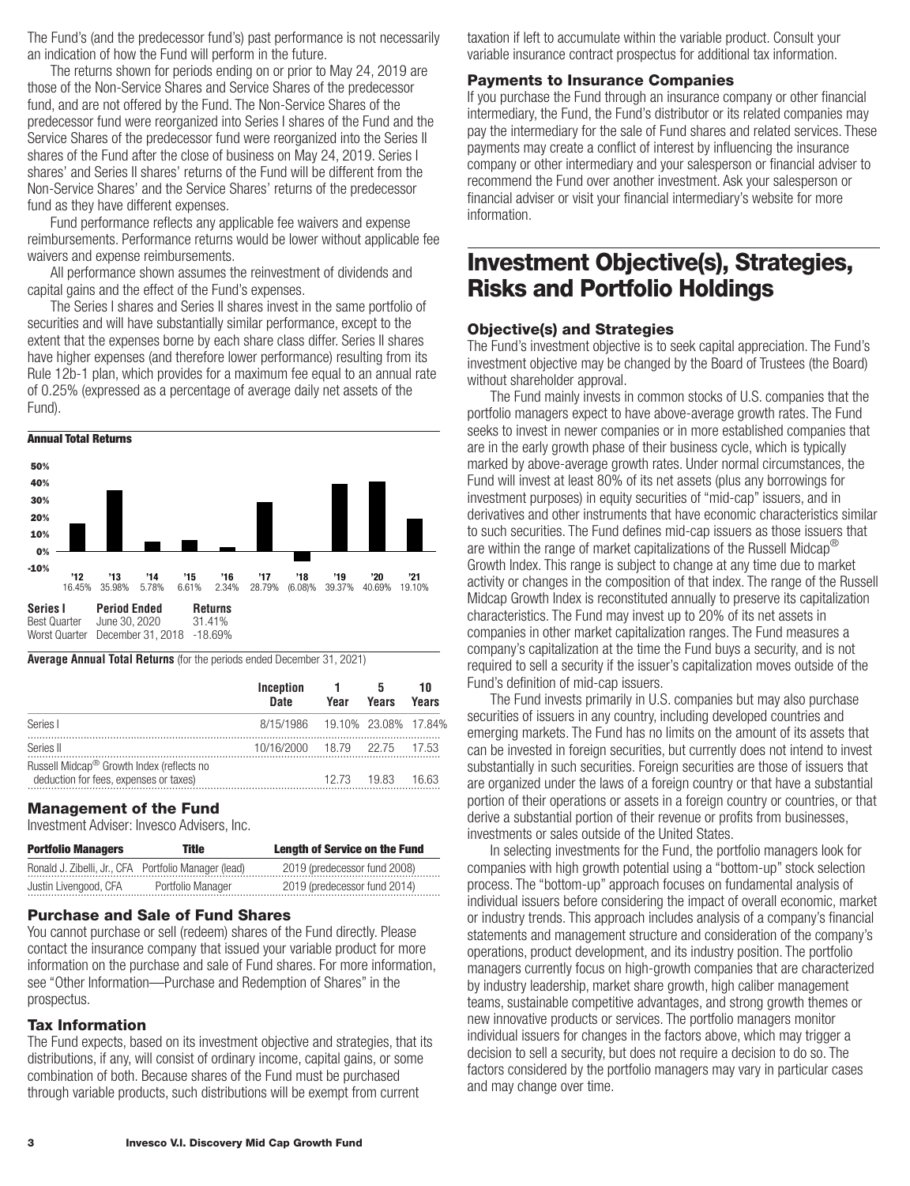The Fund's (and the predecessor fund's) past performance is not necessarily an indication of how the Fund will perform in the future.

The returns shown for periods ending on or prior to May 24, 2019 are those of the Non-Service Shares and Service Shares of the predecessor fund, and are not offered by the Fund. The Non-Service Shares of the predecessor fund were reorganized into Series I shares of the Fund and the Service Shares of the predecessor fund were reorganized into the Series II shares of the Fund after the close of business on May 24, 2019. Series I shares' and Series II shares' returns of the Fund will be different from the Non-Service Shares' and the Service Shares' returns of the predecessor fund as they have different expenses.

Fund performance reflects any applicable fee waivers and expense reimbursements. Performance returns would be lower without applicable fee waivers and expense reimbursements.

All performance shown assumes the reinvestment of dividends and capital gains and the effect of the Fund's expenses.

The Series I shares and Series II shares invest in the same portfolio of securities and will have substantially similar performance, except to the extent that the expenses borne by each share class differ. Series II shares have higher expenses (and therefore lower performance) resulting from its Rule 12b-1 plan, which provides for a maximum fee equal to an annual rate of 0.25% (expressed as a percentage of average daily net assets of the Fund).

**Annual Total Returns**

| '12 | '13 | '14 | '15 | '16 | '17 | '18 | '19 | '20 | '21 |
|---|---|---|---|---|---|---|---|---|---|
| 16.45% | 35.98% | 5.78% | 6.61% | 2.34% | 28.79% | (6.08)% | 39.37% | 40.69% | 19.10% |

| Series I | Period Ended | Returns |
|---|---|---|
| Best Quarter | June 30, 2020 | 31.41% |
| Worst Quarter | December 31, 2018 | -18.69% |

**Average Annual Total Returns** (for the periods ended December 31, 2021)

| | Inception Date | 1 Year | 5 Years | 10 Years |
|---|---|---|---|---|
| Series I | 8/15/1986 | 19.10% | 23.08% | 17.84% |
| Series II | 10/16/2000 | 18.79 | 22.75 | 17.53 |
| Russell Midcap® Growth Index (reflects no deduction for fees, expenses or taxes) | | 12.73 | 19.83 | 16.63 |

### Management of the Fund

Investment Adviser: Invesco Advisers, Inc.

| Portfolio Managers | Title | Length of Service on the Fund |
|---|---|---|
| Ronald J. Zibelli, Jr., CFA | Portfolio Manager (lead) | 2019 (predecessor fund 2008) |
| Justin Livengood, CFA | Portfolio Manager | 2019 (predecessor fund 2014) |

### Purchase and Sale of Fund Shares

You cannot purchase or sell (redeem) shares of the Fund directly. Please contact the insurance company that issued your variable product for more information on the purchase and sale of Fund shares. For more information, see "Other Information—Purchase and Redemption of Shares" in the prospectus.

### Tax Information

The Fund expects, based on its investment objective and strategies, that its distributions, if any, will consist of ordinary income, capital gains, or some combination of both. Because shares of the Fund must be purchased through variable products, such distributions will be exempt from current taxation if left to accumulate within the variable product. Consult your variable insurance contract prospectus for additional tax information.

### Payments to Insurance Companies

If you purchase the Fund through an insurance company or other financial intermediary, the Fund, the Fund's distributor or its related companies may pay the intermediary for the sale of Fund shares and related services. These payments may create a conflict of interest by influencing the insurance company or other intermediary and your salesperson or financial adviser to recommend the Fund over another investment. Ask your salesperson or financial adviser or visit your financial intermediary's website for more information.

# Investment Objective(s), Strategies, Risks and Portfolio Holdings

### Objective(s) and Strategies

The Fund's investment objective is to seek capital appreciation. The Fund's investment objective may be changed by the Board of Trustees (the Board) without shareholder approval.

The Fund mainly invests in common stocks of U.S. companies that the portfolio managers expect to have above-average growth rates. The Fund seeks to invest in newer companies or in more established companies that are in the early growth phase of their business cycle, which is typically marked by above-average growth rates. Under normal circumstances, the Fund will invest at least 80% of its net assets (plus any borrowings for investment purposes) in equity securities of "mid-cap" issuers, and in derivatives and other instruments that have economic characteristics similar to such securities. The Fund defines mid-cap issuers as those issuers that are within the range of market capitalizations of the Russell Midcap® Growth Index. This range is subject to change at any time due to market activity or changes in the composition of that index. The range of the Russell Midcap Growth Index is reconstituted annually to preserve its capitalization characteristics. The Fund may invest up to 20% of its net assets in companies in other market capitalization ranges. The Fund measures a company's capitalization at the time the Fund buys a security, and is not required to sell a security if the issuer's capitalization moves outside of the Fund's definition of mid-cap issuers.

The Fund invests primarily in U.S. companies but may also purchase securities of issuers in any country, including developed countries and emerging markets. The Fund has no limits on the amount of its assets that can be invested in foreign securities, but currently does not intend to invest substantially in such securities. Foreign securities are those of issuers that are organized under the laws of a foreign country or that have a substantial portion of their operations or assets in a foreign country or countries, or that derive a substantial portion of their revenue or profits from businesses, investments or sales outside of the United States.

In selecting investments for the Fund, the portfolio managers look for companies with high growth potential using a "bottom-up" stock selection process. The "bottom-up" approach focuses on fundamental analysis of individual issuers before considering the impact of overall economic, market or industry trends. This approach includes analysis of a company's financial statements and management structure and consideration of the company's operations, product development, and its industry position. The portfolio managers currently focus on high-growth companies that are characterized by industry leadership, market share growth, high caliber management teams, sustainable competitive advantages, and strong growth themes or new innovative products or services. The portfolio managers monitor individual issuers for changes in the factors above, which may trigger a decision to sell a security, but does not require a decision to do so. The factors considered by the portfolio managers may vary in particular cases and may change over time.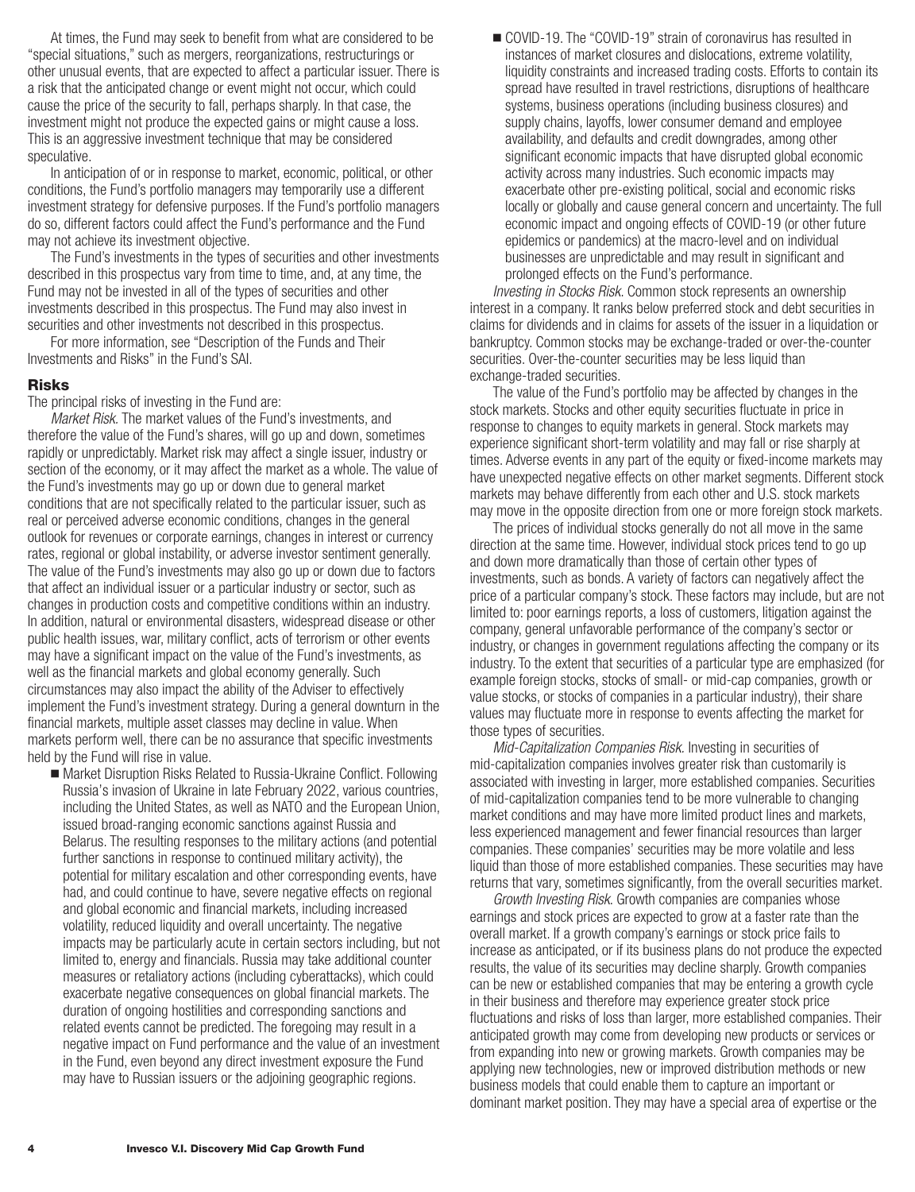At times, the Fund may seek to benefit from what are considered to be "special situations," such as mergers, reorganizations, restructurings or other unusual events, that are expected to affect a particular issuer. There is a risk that the anticipated change or event might not occur, which could cause the price of the security to fall, perhaps sharply. In that case, the investment might not produce the expected gains or might cause a loss. This is an aggressive investment technique that may be considered speculative.

In anticipation of or in response to market, economic, political, or other conditions, the Fund's portfolio managers may temporarily use a different investment strategy for defensive purposes. If the Fund's portfolio managers do so, different factors could affect the Fund's performance and the Fund may not achieve its investment objective.

The Fund's investments in the types of securities and other investments described in this prospectus vary from time to time, and, at any time, the Fund may not be invested in all of the types of securities and other investments described in this prospectus. The Fund may also invest in securities and other investments not described in this prospectus.

For more information, see "Description of the Funds and Their Investments and Risks" in the Fund's SAI.

## Risks

The principal risks of investing in the Fund are:

*Market Risk.* The market values of the Fund's investments, and therefore the value of the Fund's shares, will go up and down, sometimes rapidly or unpredictably. Market risk may affect a single issuer, industry or section of the economy, or it may affect the market as a whole. The value of the Fund's investments may go up or down due to general market conditions that are not specifically related to the particular issuer, such as real or perceived adverse economic conditions, changes in the general outlook for revenues or corporate earnings, changes in interest or currency rates, regional or global instability, or adverse investor sentiment generally. The value of the Fund's investments may also go up or down due to factors that affect an individual issuer or a particular industry or sector, such as changes in production costs and competitive conditions within an industry. In addition, natural or environmental disasters, widespread disease or other public health issues, war, military conflict, acts of terrorism or other events may have a significant impact on the value of the Fund's investments, as well as the financial markets and global economy generally. Such circumstances may also impact the ability of the Adviser to effectively implement the Fund's investment strategy. During a general downturn in the financial markets, multiple asset classes may decline in value. When markets perform well, there can be no assurance that specific investments held by the Fund will rise in value.

- Market Disruption Risks Related to Russia-Ukraine Conflict. Following Russia's invasion of Ukraine in late February 2022, various countries, including the United States, as well as NATO and the European Union, issued broad-ranging economic sanctions against Russia and Belarus. The resulting responses to the military actions (and potential further sanctions in response to continued military activity), the potential for military escalation and other corresponding events, have had, and could continue to have, severe negative effects on regional and global economic and financial markets, including increased volatility, reduced liquidity and overall uncertainty. The negative impacts may be particularly acute in certain sectors including, but not limited to, energy and financials. Russia may take additional counter measures or retaliatory actions (including cyberattacks), which could exacerbate negative consequences on global financial markets. The duration of ongoing hostilities and corresponding sanctions and related events cannot be predicted. The foregoing may result in a negative impact on Fund performance and the value of an investment in the Fund, even beyond any direct investment exposure the Fund may have to Russian issuers or the adjoining geographic regions.
- COVID-19. The "COVID-19" strain of coronavirus has resulted in instances of market closures and dislocations, extreme volatility, liquidity constraints and increased trading costs. Efforts to contain its spread have resulted in travel restrictions, disruptions of healthcare systems, business operations (including business closures) and supply chains, layoffs, lower consumer demand and employee availability, and defaults and credit downgrades, among other significant economic impacts that have disrupted global economic activity across many industries. Such economic impacts may exacerbate other pre-existing political, social and economic risks locally or globally and cause general concern and uncertainty. The full economic impact and ongoing effects of COVID-19 (or other future epidemics or pandemics) at the macro-level and on individual businesses are unpredictable and may result in significant and prolonged effects on the Fund's performance.

*Investing in Stocks Risk.* Common stock represents an ownership interest in a company. It ranks below preferred stock and debt securities in claims for dividends and in claims for assets of the issuer in a liquidation or bankruptcy. Common stocks may be exchange-traded or over-the-counter securities. Over-the-counter securities may be less liquid than exchange-traded securities.

The value of the Fund's portfolio may be affected by changes in the stock markets. Stocks and other equity securities fluctuate in price in response to changes to equity markets in general. Stock markets may experience significant short-term volatility and may fall or rise sharply at times. Adverse events in any part of the equity or fixed-income markets may have unexpected negative effects on other market segments. Different stock markets may behave differently from each other and U.S. stock markets may move in the opposite direction from one or more foreign stock markets.

The prices of individual stocks generally do not all move in the same direction at the same time. However, individual stock prices tend to go up and down more dramatically than those of certain other types of investments, such as bonds. A variety of factors can negatively affect the price of a particular company's stock. These factors may include, but are not limited to: poor earnings reports, a loss of customers, litigation against the company, general unfavorable performance of the company's sector or industry, or changes in government regulations affecting the company or its industry. To the extent that securities of a particular type are emphasized (for example foreign stocks, stocks of small- or mid-cap companies, growth or value stocks, or stocks of companies in a particular industry), their share values may fluctuate more in response to events affecting the market for those types of securities.

*Mid-Capitalization Companies Risk.* Investing in securities of mid-capitalization companies involves greater risk than customarily is associated with investing in larger, more established companies. Securities of mid-capitalization companies tend to be more vulnerable to changing market conditions and may have more limited product lines and markets, less experienced management and fewer financial resources than larger companies. These companies' securities may be more volatile and less liquid than those of more established companies. These securities may have returns that vary, sometimes significantly, from the overall securities market.

*Growth Investing Risk.* Growth companies are companies whose earnings and stock prices are expected to grow at a faster rate than the overall market. If a growth company's earnings or stock price fails to increase as anticipated, or if its business plans do not produce the expected results, the value of its securities may decline sharply. Growth companies can be new or established companies that may be entering a growth cycle in their business and therefore may experience greater stock price fluctuations and risks of loss than larger, more established companies. Their anticipated growth may come from developing new products or services or from expanding into new or growing markets. Growth companies may be applying new technologies, new or improved distribution methods or new business models that could enable them to capture an important or dominant market position. They may have a special area of expertise or the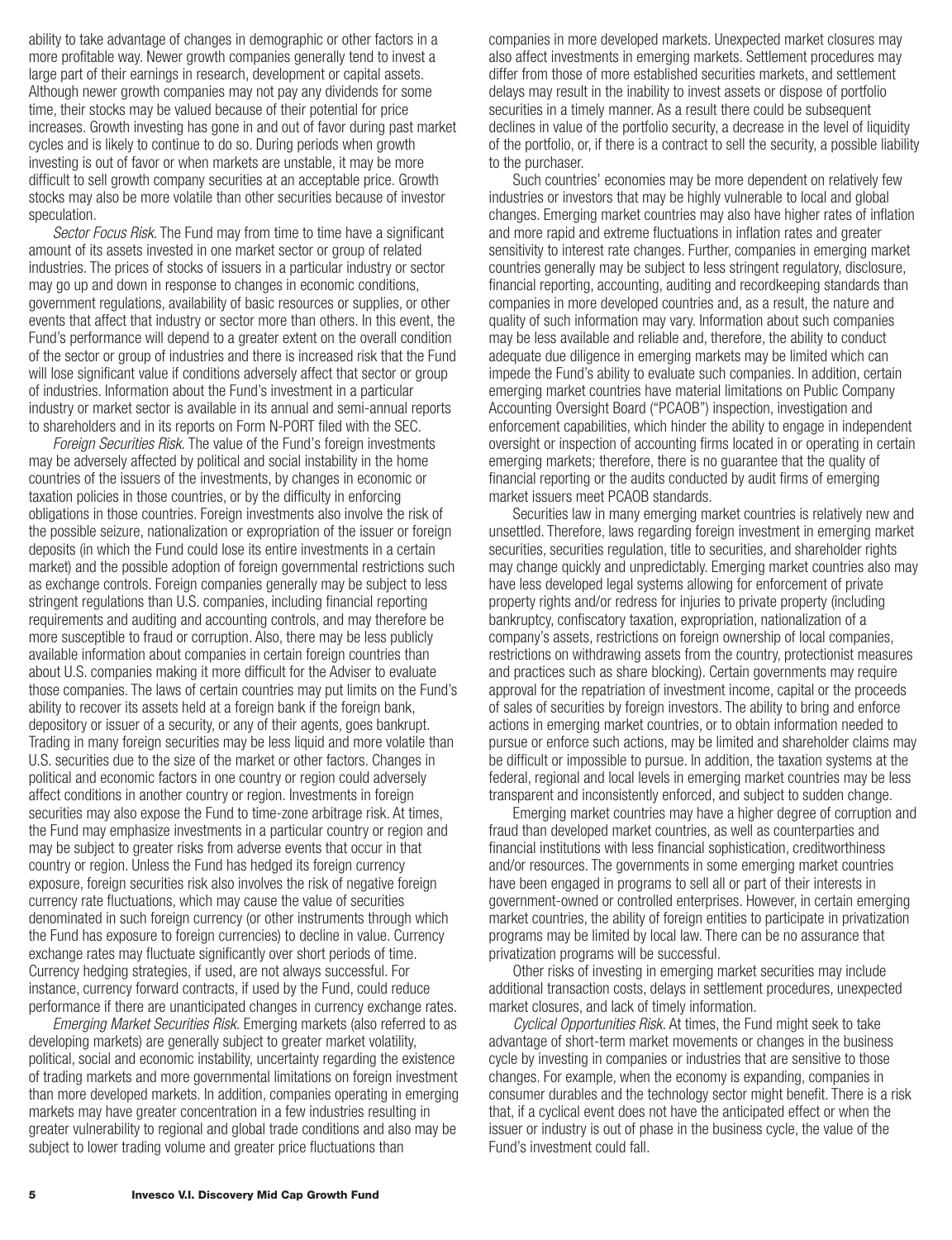ability to take advantage of changes in demographic or other factors in a more profitable way. Newer growth companies generally tend to invest a large part of their earnings in research, development or capital assets. Although newer growth companies may not pay any dividends for some time, their stocks may be valued because of their potential for price increases. Growth investing has gone in and out of favor during past market cycles and is likely to continue to do so. During periods when growth investing is out of favor or when markets are unstable, it may be more difficult to sell growth company securities at an acceptable price. Growth stocks may also be more volatile than other securities because of investor speculation.

*Sector Focus Risk*. The Fund may from time to time have a significant amount of its assets invested in one market sector or group of related industries. The prices of stocks of issuers in a particular industry or sector may go up and down in response to changes in economic conditions, government regulations, availability of basic resources or supplies, or other events that affect that industry or sector more than others. In this event, the Fund's performance will depend to a greater extent on the overall condition of the sector or group of industries and there is increased risk that the Fund will lose significant value if conditions adversely affect that sector or group of industries. Information about the Fund's investment in a particular industry or market sector is available in its annual and semi-annual reports to shareholders and in its reports on Form N-PORT filed with the SEC.

*Foreign Securities Risk.* The value of the Fund's foreign investments may be adversely affected by political and social instability in the home countries of the issuers of the investments, by changes in economic or taxation policies in those countries, or by the difficulty in enforcing obligations in those countries. Foreign investments also involve the risk of the possible seizure, nationalization or expropriation of the issuer or foreign deposits (in which the Fund could lose its entire investments in a certain market) and the possible adoption of foreign governmental restrictions such as exchange controls. Foreign companies generally may be subject to less stringent regulations than U.S. companies, including financial reporting requirements and auditing and accounting controls, and may therefore be more susceptible to fraud or corruption. Also, there may be less publicly available information about companies in certain foreign countries than about U.S. companies making it more difficult for the Adviser to evaluate those companies. The laws of certain countries may put limits on the Fund's ability to recover its assets held at a foreign bank if the foreign bank, depository or issuer of a security, or any of their agents, goes bankrupt. Trading in many foreign securities may be less liquid and more volatile than U.S. securities due to the size of the market or other factors. Changes in political and economic factors in one country or region could adversely affect conditions in another country or region. Investments in foreign securities may also expose the Fund to time-zone arbitrage risk. At times, the Fund may emphasize investments in a particular country or region and may be subject to greater risks from adverse events that occur in that country or region. Unless the Fund has hedged its foreign currency exposure, foreign securities risk also involves the risk of negative foreign currency rate fluctuations, which may cause the value of securities denominated in such foreign currency (or other instruments through which the Fund has exposure to foreign currencies) to decline in value. Currency exchange rates may fluctuate significantly over short periods of time. Currency hedging strategies, if used, are not always successful. For instance, currency forward contracts, if used by the Fund, could reduce performance if there are unanticipated changes in currency exchange rates.

*Emerging Market Securities Risk.* Emerging markets (also referred to as developing markets) are generally subject to greater market volatility, political, social and economic instability, uncertainty regarding the existence of trading markets and more governmental limitations on foreign investment than more developed markets. In addition, companies operating in emerging markets may have greater concentration in a few industries resulting in greater vulnerability to regional and global trade conditions and also may be subject to lower trading volume and greater price fluctuations than companies in more developed markets. Unexpected market closures may also affect investments in emerging markets. Settlement procedures may differ from those of more established securities markets, and settlement delays may result in the inability to invest assets or dispose of portfolio securities in a timely manner. As a result there could be subsequent declines in value of the portfolio security, a decrease in the level of liquidity of the portfolio, or, if there is a contract to sell the security, a possible liability to the purchaser.

Such countries' economies may be more dependent on relatively few industries or investors that may be highly vulnerable to local and global changes. Emerging market countries may also have higher rates of inflation and more rapid and extreme fluctuations in inflation rates and greater sensitivity to interest rate changes. Further, companies in emerging market countries generally may be subject to less stringent regulatory, disclosure, financial reporting, accounting, auditing and recordkeeping standards than companies in more developed countries and, as a result, the nature and quality of such information may vary. Information about such companies may be less available and reliable and, therefore, the ability to conduct adequate due diligence in emerging markets may be limited which can impede the Fund's ability to evaluate such companies. In addition, certain emerging market countries have material limitations on Public Company Accounting Oversight Board ("PCAOB") inspection, investigation and enforcement capabilities, which hinder the ability to engage in independent oversight or inspection of accounting firms located in or operating in certain emerging markets; therefore, there is no guarantee that the quality of financial reporting or the audits conducted by audit firms of emerging market issuers meet PCAOB standards.

Securities law in many emerging market countries is relatively new and unsettled. Therefore, laws regarding foreign investment in emerging market securities, securities regulation, title to securities, and shareholder rights may change quickly and unpredictably. Emerging market countries also may have less developed legal systems allowing for enforcement of private property rights and/or redress for injuries to private property (including bankruptcy, confiscatory taxation, expropriation, nationalization of a company's assets, restrictions on foreign ownership of local companies, restrictions on withdrawing assets from the country, protectionist measures and practices such as share blocking). Certain governments may require approval for the repatriation of investment income, capital or the proceeds of sales of securities by foreign investors. The ability to bring and enforce actions in emerging market countries, or to obtain information needed to pursue or enforce such actions, may be limited and shareholder claims may be difficult or impossible to pursue. In addition, the taxation systems at the federal, regional and local levels in emerging market countries may be less transparent and inconsistently enforced, and subject to sudden change.

Emerging market countries may have a higher degree of corruption and fraud than developed market countries, as well as counterparties and financial institutions with less financial sophistication, creditworthiness and/or resources. The governments in some emerging market countries have been engaged in programs to sell all or part of their interests in government-owned or controlled enterprises. However, in certain emerging market countries, the ability of foreign entities to participate in privatization programs may be limited by local law. There can be no assurance that privatization programs will be successful.

Other risks of investing in emerging market securities may include additional transaction costs, delays in settlement procedures, unexpected market closures, and lack of timely information.

*Cyclical Opportunities Risk.* At times, the Fund might seek to take advantage of short-term market movements or changes in the business cycle by investing in companies or industries that are sensitive to those changes. For example, when the economy is expanding, companies in consumer durables and the technology sector might benefit. There is a risk that, if a cyclical event does not have the anticipated effect or when the issuer or industry is out of phase in the business cycle, the value of the Fund's investment could fall.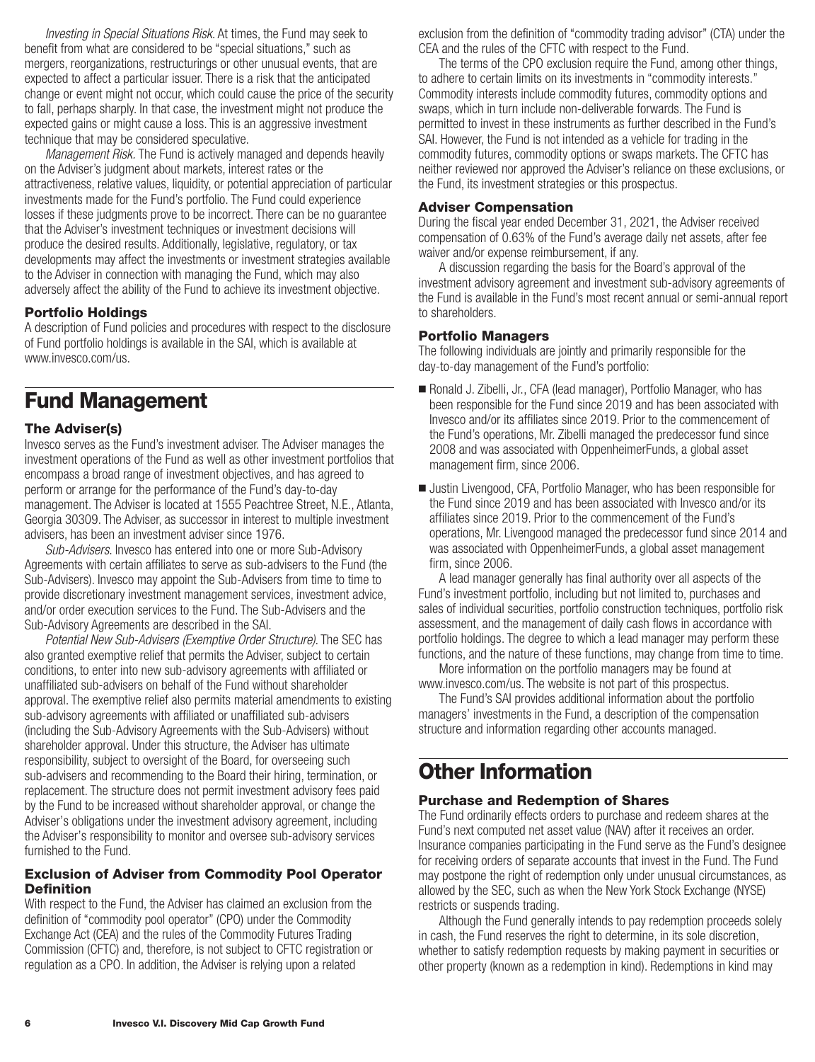*Investing in Special Situations Risk*. At times, the Fund may seek to benefit from what are considered to be "special situations," such as mergers, reorganizations, restructurings or other unusual events, that are expected to affect a particular issuer. There is a risk that the anticipated change or event might not occur, which could cause the price of the security to fall, perhaps sharply. In that case, the investment might not produce the expected gains or might cause a loss. This is an aggressive investment technique that may be considered speculative.

*Management Risk.* The Fund is actively managed and depends heavily on the Adviser's judgment about markets, interest rates or the attractiveness, relative values, liquidity, or potential appreciation of particular investments made for the Fund's portfolio. The Fund could experience losses if these judgments prove to be incorrect. There can be no guarantee that the Adviser's investment techniques or investment decisions will produce the desired results. Additionally, legislative, regulatory, or tax developments may affect the investments or investment strategies available to the Adviser in connection with managing the Fund, which may also adversely affect the ability of the Fund to achieve its investment objective.

### Portfolio Holdings

A description of Fund policies and procedures with respect to the disclosure of Fund portfolio holdings is available in the SAI, which is available at www.invesco.com/us.

## Fund Management

### The Adviser(s)

Invesco serves as the Fund's investment adviser. The Adviser manages the investment operations of the Fund as well as other investment portfolios that encompass a broad range of investment objectives, and has agreed to perform or arrange for the performance of the Fund's day-to-day management. The Adviser is located at 1555 Peachtree Street, N.E., Atlanta, Georgia 30309. The Adviser, as successor in interest to multiple investment advisers, has been an investment adviser since 1976.

*Sub-Advisers*. Invesco has entered into one or more Sub-Advisory Agreements with certain affiliates to serve as sub-advisers to the Fund (the Sub-Advisers). Invesco may appoint the Sub-Advisers from time to time to provide discretionary investment management services, investment advice, and/or order execution services to the Fund. The Sub-Advisers and the Sub-Advisory Agreements are described in the SAI.

*Potential New Sub-Advisers (Exemptive Order Structure).* The SEC has also granted exemptive relief that permits the Adviser, subject to certain conditions, to enter into new sub-advisory agreements with affiliated or unaffiliated sub-advisers on behalf of the Fund without shareholder approval. The exemptive relief also permits material amendments to existing sub-advisory agreements with affiliated or unaffiliated sub-advisers (including the Sub-Advisory Agreements with the Sub-Advisers) without shareholder approval. Under this structure, the Adviser has ultimate responsibility, subject to oversight of the Board, for overseeing such sub-advisers and recommending to the Board their hiring, termination, or replacement. The structure does not permit investment advisory fees paid by the Fund to be increased without shareholder approval, or change the Adviser's obligations under the investment advisory agreement, including the Adviser's responsibility to monitor and oversee sub-advisory services furnished to the Fund.

### Exclusion of Adviser from Commodity Pool Operator Definition

With respect to the Fund, the Adviser has claimed an exclusion from the definition of "commodity pool operator" (CPO) under the Commodity Exchange Act (CEA) and the rules of the Commodity Futures Trading Commission (CFTC) and, therefore, is not subject to CFTC registration or regulation as a CPO. In addition, the Adviser is relying upon a related exclusion from the definition of "commodity trading advisor" (CTA) under the CEA and the rules of the CFTC with respect to the Fund.

The terms of the CPO exclusion require the Fund, among other things, to adhere to certain limits on its investments in "commodity interests." Commodity interests include commodity futures, commodity options and swaps, which in turn include non-deliverable forwards. The Fund is permitted to invest in these instruments as further described in the Fund's SAI. However, the Fund is not intended as a vehicle for trading in the commodity futures, commodity options or swaps markets. The CFTC has neither reviewed nor approved the Adviser's reliance on these exclusions, or the Fund, its investment strategies or this prospectus.

### Adviser Compensation

During the fiscal year ended December 31, 2021, the Adviser received compensation of 0.63% of the Fund's average daily net assets, after fee waiver and/or expense reimbursement, if any.

A discussion regarding the basis for the Board's approval of the investment advisory agreement and investment sub-advisory agreements of the Fund is available in the Fund's most recent annual or semi-annual report to shareholders.

### Portfolio Managers

The following individuals are jointly and primarily responsible for the day-to-day management of the Fund's portfolio:

- Ronald J. Zibelli, Jr., CFA (lead manager), Portfolio Manager, who has been responsible for the Fund since 2019 and has been associated with Invesco and/or its affiliates since 2019. Prior to the commencement of the Fund's operations, Mr. Zibelli managed the predecessor fund since 2008 and was associated with OppenheimerFunds, a global asset management firm, since 2006.
- Justin Livengood, CFA, Portfolio Manager, who has been responsible for the Fund since 2019 and has been associated with Invesco and/or its affiliates since 2019. Prior to the commencement of the Fund's operations, Mr. Livengood managed the predecessor fund since 2014 and was associated with OppenheimerFunds, a global asset management firm, since 2006.

A lead manager generally has final authority over all aspects of the Fund's investment portfolio, including but not limited to, purchases and sales of individual securities, portfolio construction techniques, portfolio risk assessment, and the management of daily cash flows in accordance with portfolio holdings. The degree to which a lead manager may perform these functions, and the nature of these functions, may change from time to time.

More information on the portfolio managers may be found at www.invesco.com/us. The website is not part of this prospectus.

The Fund's SAI provides additional information about the portfolio managers' investments in the Fund, a description of the compensation structure and information regarding other accounts managed.

## Other Information

### Purchase and Redemption of Shares

The Fund ordinarily effects orders to purchase and redeem shares at the Fund's next computed net asset value (NAV) after it receives an order. Insurance companies participating in the Fund serve as the Fund's designee for receiving orders of separate accounts that invest in the Fund. The Fund may postpone the right of redemption only under unusual circumstances, as allowed by the SEC, such as when the New York Stock Exchange (NYSE) restricts or suspends trading.

Although the Fund generally intends to pay redemption proceeds solely in cash, the Fund reserves the right to determine, in its sole discretion, whether to satisfy redemption requests by making payment in securities or other property (known as a redemption in kind). Redemptions in kind may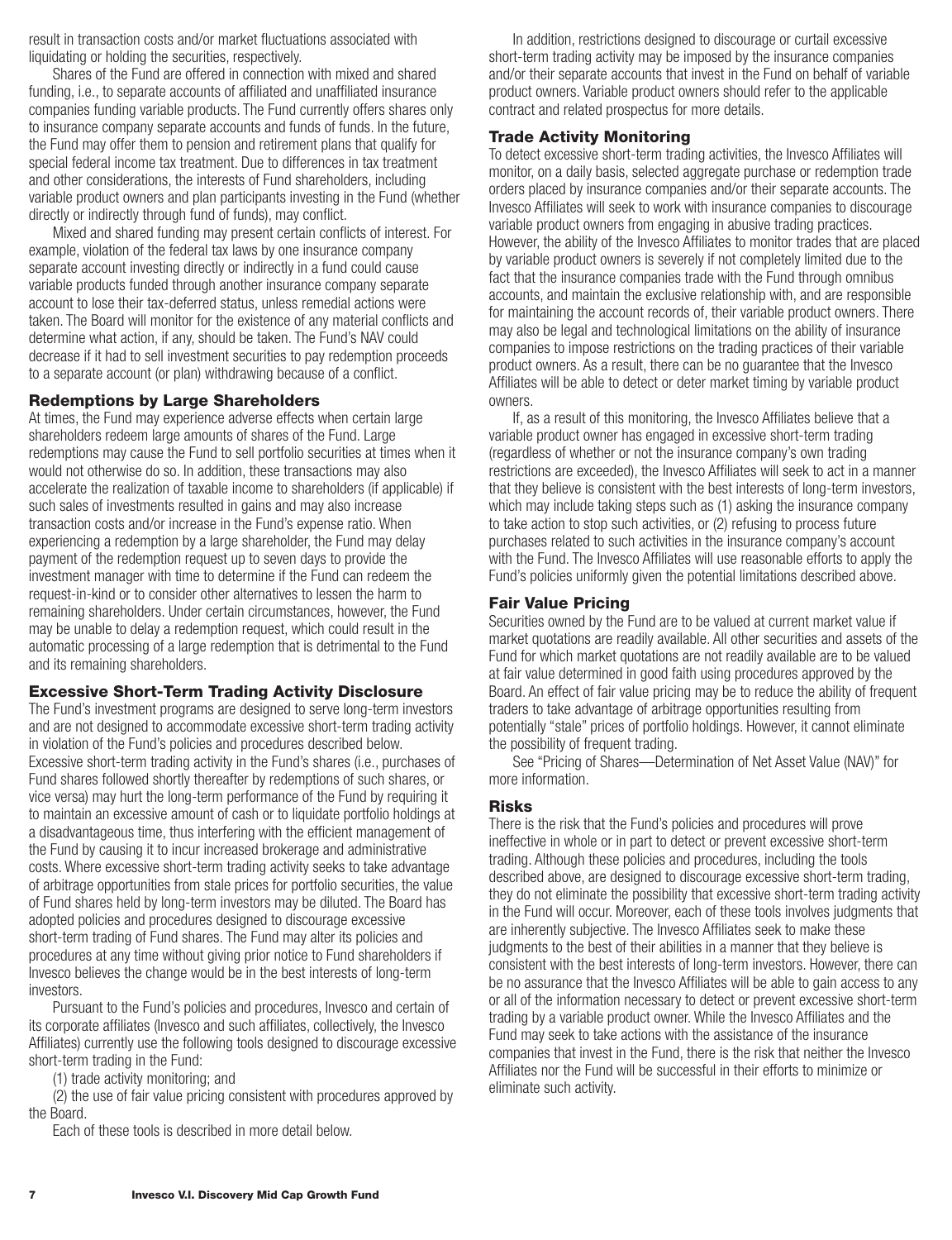result in transaction costs and/or market fluctuations associated with liquidating or holding the securities, respectively.

Shares of the Fund are offered in connection with mixed and shared funding, i.e., to separate accounts of affiliated and unaffiliated insurance companies funding variable products. The Fund currently offers shares only to insurance company separate accounts and funds of funds. In the future, the Fund may offer them to pension and retirement plans that qualify for special federal income tax treatment. Due to differences in tax treatment and other considerations, the interests of Fund shareholders, including variable product owners and plan participants investing in the Fund (whether directly or indirectly through fund of funds), may conflict.

Mixed and shared funding may present certain conflicts of interest. For example, violation of the federal tax laws by one insurance company separate account investing directly or indirectly in a fund could cause variable products funded through another insurance company separate account to lose their tax-deferred status, unless remedial actions were taken. The Board will monitor for the existence of any material conflicts and determine what action, if any, should be taken. The Fund's NAV could decrease if it had to sell investment securities to pay redemption proceeds to a separate account (or plan) withdrawing because of a conflict.

## Redemptions by Large Shareholders

At times, the Fund may experience adverse effects when certain large shareholders redeem large amounts of shares of the Fund. Large redemptions may cause the Fund to sell portfolio securities at times when it would not otherwise do so. In addition, these transactions may also accelerate the realization of taxable income to shareholders (if applicable) if such sales of investments resulted in gains and may also increase transaction costs and/or increase in the Fund's expense ratio. When experiencing a redemption by a large shareholder, the Fund may delay payment of the redemption request up to seven days to provide the investment manager with time to determine if the Fund can redeem the request-in-kind or to consider other alternatives to lessen the harm to remaining shareholders. Under certain circumstances, however, the Fund may be unable to delay a redemption request, which could result in the automatic processing of a large redemption that is detrimental to the Fund and its remaining shareholders.

## Excessive Short-Term Trading Activity Disclosure

The Fund's investment programs are designed to serve long-term investors and are not designed to accommodate excessive short-term trading activity in violation of the Fund's policies and procedures described below. Excessive short-term trading activity in the Fund's shares (i.e., purchases of Fund shares followed shortly thereafter by redemptions of such shares, or vice versa) may hurt the long-term performance of the Fund by requiring it to maintain an excessive amount of cash or to liquidate portfolio holdings at a disadvantageous time, thus interfering with the efficient management of the Fund by causing it to incur increased brokerage and administrative costs. Where excessive short-term trading activity seeks to take advantage of arbitrage opportunities from stale prices for portfolio securities, the value of Fund shares held by long-term investors may be diluted. The Board has adopted policies and procedures designed to discourage excessive short-term trading of Fund shares. The Fund may alter its policies and procedures at any time without giving prior notice to Fund shareholders if Invesco believes the change would be in the best interests of long-term investors.

Pursuant to the Fund's policies and procedures, Invesco and certain of its corporate affiliates (Invesco and such affiliates, collectively, the Invesco Affiliates) currently use the following tools designed to discourage excessive short-term trading in the Fund:

(1) trade activity monitoring; and

(2) the use of fair value pricing consistent with procedures approved by the Board.

Each of these tools is described in more detail below.

In addition, restrictions designed to discourage or curtail excessive short-term trading activity may be imposed by the insurance companies and/or their separate accounts that invest in the Fund on behalf of variable product owners. Variable product owners should refer to the applicable contract and related prospectus for more details.

## Trade Activity Monitoring

To detect excessive short-term trading activities, the Invesco Affiliates will monitor, on a daily basis, selected aggregate purchase or redemption trade orders placed by insurance companies and/or their separate accounts. The Invesco Affiliates will seek to work with insurance companies to discourage variable product owners from engaging in abusive trading practices. However, the ability of the Invesco Affiliates to monitor trades that are placed by variable product owners is severely if not completely limited due to the fact that the insurance companies trade with the Fund through omnibus accounts, and maintain the exclusive relationship with, and are responsible for maintaining the account records of, their variable product owners. There may also be legal and technological limitations on the ability of insurance companies to impose restrictions on the trading practices of their variable product owners. As a result, there can be no guarantee that the Invesco Affiliates will be able to detect or deter market timing by variable product owners.

If, as a result of this monitoring, the Invesco Affiliates believe that a variable product owner has engaged in excessive short-term trading (regardless of whether or not the insurance company's own trading restrictions are exceeded), the Invesco Affiliates will seek to act in a manner that they believe is consistent with the best interests of long-term investors, which may include taking steps such as (1) asking the insurance company to take action to stop such activities, or (2) refusing to process future purchases related to such activities in the insurance company's account with the Fund. The Invesco Affiliates will use reasonable efforts to apply the Fund's policies uniformly given the potential limitations described above.

## Fair Value Pricing

Securities owned by the Fund are to be valued at current market value if market quotations are readily available. All other securities and assets of the Fund for which market quotations are not readily available are to be valued at fair value determined in good faith using procedures approved by the Board. An effect of fair value pricing may be to reduce the ability of frequent traders to take advantage of arbitrage opportunities resulting from potentially "stale" prices of portfolio holdings. However, it cannot eliminate the possibility of frequent trading.

See "Pricing of Shares—Determination of Net Asset Value (NAV)" for more information.

## Risks

There is the risk that the Fund's policies and procedures will prove ineffective in whole or in part to detect or prevent excessive short-term trading. Although these policies and procedures, including the tools described above, are designed to discourage excessive short-term trading, they do not eliminate the possibility that excessive short-term trading activity in the Fund will occur. Moreover, each of these tools involves judgments that are inherently subjective. The Invesco Affiliates seek to make these judgments to the best of their abilities in a manner that they believe is consistent with the best interests of long-term investors. However, there can be no assurance that the Invesco Affiliates will be able to gain access to any or all of the information necessary to detect or prevent excessive short-term trading by a variable product owner. While the Invesco Affiliates and the Fund may seek to take actions with the assistance of the insurance companies that invest in the Fund, there is the risk that neither the Invesco Affiliates nor the Fund will be successful in their efforts to minimize or eliminate such activity.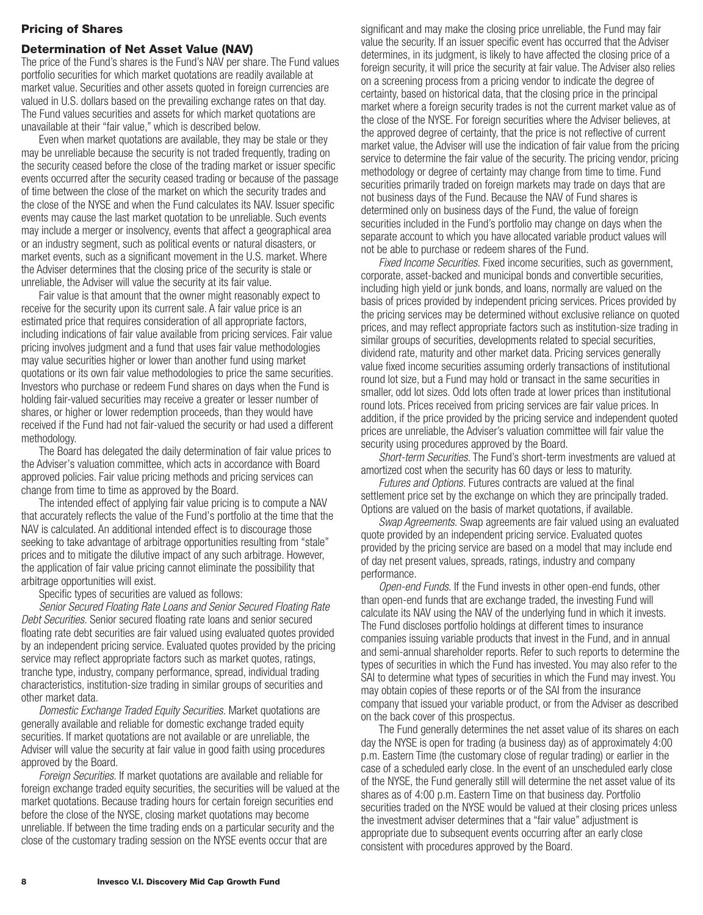## Pricing of Shares

### Determination of Net Asset Value (NAV)

The price of the Fund's shares is the Fund's NAV per share. The Fund values portfolio securities for which market quotations are readily available at market value. Securities and other assets quoted in foreign currencies are valued in U.S. dollars based on the prevailing exchange rates on that day. The Fund values securities and assets for which market quotations are unavailable at their "fair value," which is described below.

Even when market quotations are available, they may be stale or they may be unreliable because the security is not traded frequently, trading on the security ceased before the close of the trading market or issuer specific events occurred after the security ceased trading or because of the passage of time between the close of the market on which the security trades and the close of the NYSE and when the Fund calculates its NAV. Issuer specific events may cause the last market quotation to be unreliable. Such events may include a merger or insolvency, events that affect a geographical area or an industry segment, such as political events or natural disasters, or market events, such as a significant movement in the U.S. market. Where the Adviser determines that the closing price of the security is stale or unreliable, the Adviser will value the security at its fair value.

Fair value is that amount that the owner might reasonably expect to receive for the security upon its current sale. A fair value price is an estimated price that requires consideration of all appropriate factors, including indications of fair value available from pricing services. Fair value pricing involves judgment and a fund that uses fair value methodologies may value securities higher or lower than another fund using market quotations or its own fair value methodologies to price the same securities. Investors who purchase or redeem Fund shares on days when the Fund is holding fair-valued securities may receive a greater or lesser number of shares, or higher or lower redemption proceeds, than they would have received if the Fund had not fair-valued the security or had used a different methodology.

The Board has delegated the daily determination of fair value prices to the Adviser's valuation committee, which acts in accordance with Board approved policies. Fair value pricing methods and pricing services can change from time to time as approved by the Board.

The intended effect of applying fair value pricing is to compute a NAV that accurately reflects the value of the Fund's portfolio at the time that the NAV is calculated. An additional intended effect is to discourage those seeking to take advantage of arbitrage opportunities resulting from "stale" prices and to mitigate the dilutive impact of any such arbitrage. However, the application of fair value pricing cannot eliminate the possibility that arbitrage opportunities will exist.

Specific types of securities are valued as follows:

*Senior Secured Floating Rate Loans and Senior Secured Floating Rate Debt Securities.* Senior secured floating rate loans and senior secured floating rate debt securities are fair valued using evaluated quotes provided by an independent pricing service. Evaluated quotes provided by the pricing service may reflect appropriate factors such as market quotes, ratings, tranche type, industry, company performance, spread, individual trading characteristics, institution-size trading in similar groups of securities and other market data.

*Domestic Exchange Traded Equity Securities.* Market quotations are generally available and reliable for domestic exchange traded equity securities. If market quotations are not available or are unreliable, the Adviser will value the security at fair value in good faith using procedures approved by the Board.

*Foreign Securities.* If market quotations are available and reliable for foreign exchange traded equity securities, the securities will be valued at the market quotations. Because trading hours for certain foreign securities end before the close of the NYSE, closing market quotations may become unreliable. If between the time trading ends on a particular security and the close of the customary trading session on the NYSE events occur that are significant and may make the closing price unreliable, the Fund may fair value the security. If an issuer specific event has occurred that the Adviser determines, in its judgment, is likely to have affected the closing price of a foreign security, it will price the security at fair value. The Adviser also relies on a screening process from a pricing vendor to indicate the degree of certainty, based on historical data, that the closing price in the principal market where a foreign security trades is not the current market value as of the close of the NYSE. For foreign securities where the Adviser believes, at the approved degree of certainty, that the price is not reflective of current market value, the Adviser will use the indication of fair value from the pricing service to determine the fair value of the security. The pricing vendor, pricing methodology or degree of certainty may change from time to time. Fund securities primarily traded on foreign markets may trade on days that are not business days of the Fund. Because the NAV of Fund shares is determined only on business days of the Fund, the value of foreign securities included in the Fund's portfolio may change on days when the separate account to which you have allocated variable product values will not be able to purchase or redeem shares of the Fund.

*Fixed Income Securities.* Fixed income securities, such as government, corporate, asset-backed and municipal bonds and convertible securities, including high yield or junk bonds, and loans, normally are valued on the basis of prices provided by independent pricing services. Prices provided by the pricing services may be determined without exclusive reliance on quoted prices, and may reflect appropriate factors such as institution-size trading in similar groups of securities, developments related to special securities, dividend rate, maturity and other market data. Pricing services generally value fixed income securities assuming orderly transactions of institutional round lot size, but a Fund may hold or transact in the same securities in smaller, odd lot sizes. Odd lots often trade at lower prices than institutional round lots. Prices received from pricing services are fair value prices. In addition, if the price provided by the pricing service and independent quoted prices are unreliable, the Adviser's valuation committee will fair value the security using procedures approved by the Board.

*Short-term Securities.* The Fund's short-term investments are valued at amortized cost when the security has 60 days or less to maturity.

*Futures and Options.* Futures contracts are valued at the final settlement price set by the exchange on which they are principally traded. Options are valued on the basis of market quotations, if available.

*Swap Agreements.* Swap agreements are fair valued using an evaluated quote provided by an independent pricing service. Evaluated quotes provided by the pricing service are based on a model that may include end of day net present values, spreads, ratings, industry and company performance.

*Open-end Funds.* If the Fund invests in other open-end funds, other than open-end funds that are exchange traded, the investing Fund will calculate its NAV using the NAV of the underlying fund in which it invests. The Fund discloses portfolio holdings at different times to insurance companies issuing variable products that invest in the Fund, and in annual and semi-annual shareholder reports. Refer to such reports to determine the types of securities in which the Fund has invested. You may also refer to the SAI to determine what types of securities in which the Fund may invest. You may obtain copies of these reports or of the SAI from the insurance company that issued your variable product, or from the Adviser as described on the back cover of this prospectus.

The Fund generally determines the net asset value of its shares on each day the NYSE is open for trading (a business day) as of approximately 4:00 p.m. Eastern Time (the customary close of regular trading) or earlier in the case of a scheduled early close. In the event of an unscheduled early close of the NYSE, the Fund generally still will determine the net asset value of its shares as of 4:00 p.m. Eastern Time on that business day. Portfolio securities traded on the NYSE would be valued at their closing prices unless the investment adviser determines that a "fair value" adjustment is appropriate due to subsequent events occurring after an early close consistent with procedures approved by the Board.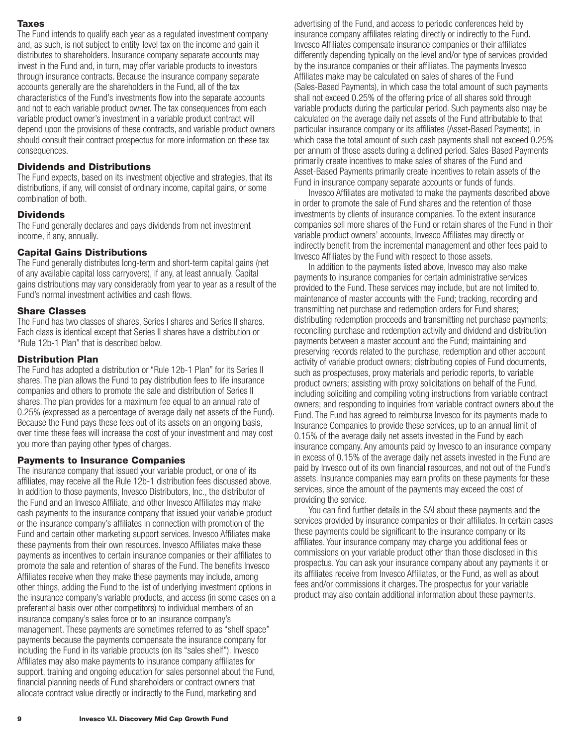## Taxes

The Fund intends to qualify each year as a regulated investment company and, as such, is not subject to entity-level tax on the income and gain it distributes to shareholders. Insurance company separate accounts may invest in the Fund and, in turn, may offer variable products to investors through insurance contracts. Because the insurance company separate accounts generally are the shareholders in the Fund, all of the tax characteristics of the Fund's investments flow into the separate accounts and not to each variable product owner. The tax consequences from each variable product owner's investment in a variable product contract will depend upon the provisions of these contracts, and variable product owners should consult their contract prospectus for more information on these tax consequences.

## Dividends and Distributions

The Fund expects, based on its investment objective and strategies, that its distributions, if any, will consist of ordinary income, capital gains, or some combination of both.

## Dividends

The Fund generally declares and pays dividends from net investment income, if any, annually.

## Capital Gains Distributions

The Fund generally distributes long-term and short-term capital gains (net of any available capital loss carryovers), if any, at least annually. Capital gains distributions may vary considerably from year to year as a result of the Fund's normal investment activities and cash flows.

## Share Classes

The Fund has two classes of shares, Series I shares and Series II shares. Each class is identical except that Series II shares have a distribution or "Rule 12b-1 Plan" that is described below.

## Distribution Plan

The Fund has adopted a distribution or "Rule 12b-1 Plan" for its Series II shares. The plan allows the Fund to pay distribution fees to life insurance companies and others to promote the sale and distribution of Series II shares. The plan provides for a maximum fee equal to an annual rate of 0.25% (expressed as a percentage of average daily net assets of the Fund). Because the Fund pays these fees out of its assets on an ongoing basis, over time these fees will increase the cost of your investment and may cost you more than paying other types of charges.

## Payments to Insurance Companies

The insurance company that issued your variable product, or one of its affiliates, may receive all the Rule 12b-1 distribution fees discussed above. In addition to those payments, Invesco Distributors, Inc., the distributor of the Fund and an Invesco Affiliate, and other Invesco Affiliates may make cash payments to the insurance company that issued your variable product or the insurance company's affiliates in connection with promotion of the Fund and certain other marketing support services. Invesco Affiliates make these payments from their own resources. Invesco Affiliates make these payments as incentives to certain insurance companies or their affiliates to promote the sale and retention of shares of the Fund. The benefits Invesco Affiliates receive when they make these payments may include, among other things, adding the Fund to the list of underlying investment options in the insurance company's variable products, and access (in some cases on a preferential basis over other competitors) to individual members of an insurance company's sales force or to an insurance company's management. These payments are sometimes referred to as "shelf space" payments because the payments compensate the insurance company for including the Fund in its variable products (on its "sales shelf"). Invesco Affiliates may also make payments to insurance company affiliates for support, training and ongoing education for sales personnel about the Fund, financial planning needs of Fund shareholders or contract owners that allocate contract value directly or indirectly to the Fund, marketing and advertising of the Fund, and access to periodic conferences held by insurance company affiliates relating directly or indirectly to the Fund. Invesco Affiliates compensate insurance companies or their affiliates differently depending typically on the level and/or type of services provided by the insurance companies or their affiliates. The payments Invesco Affiliates make may be calculated on sales of shares of the Fund (Sales-Based Payments), in which case the total amount of such payments shall not exceed 0.25% of the offering price of all shares sold through variable products during the particular period. Such payments also may be calculated on the average daily net assets of the Fund attributable to that particular insurance company or its affiliates (Asset-Based Payments), in which case the total amount of such cash payments shall not exceed 0.25% per annum of those assets during a defined period. Sales-Based Payments primarily create incentives to make sales of shares of the Fund and Asset-Based Payments primarily create incentives to retain assets of the Fund in insurance company separate accounts or funds of funds.

Invesco Affiliates are motivated to make the payments described above in order to promote the sale of Fund shares and the retention of those investments by clients of insurance companies. To the extent insurance companies sell more shares of the Fund or retain shares of the Fund in their variable product owners' accounts, Invesco Affiliates may directly or indirectly benefit from the incremental management and other fees paid to Invesco Affiliates by the Fund with respect to those assets.

In addition to the payments listed above, Invesco may also make payments to insurance companies for certain administrative services provided to the Fund. These services may include, but are not limited to, maintenance of master accounts with the Fund; tracking, recording and transmitting net purchase and redemption orders for Fund shares; distributing redemption proceeds and transmitting net purchase payments; reconciling purchase and redemption activity and dividend and distribution payments between a master account and the Fund; maintaining and preserving records related to the purchase, redemption and other account activity of variable product owners; distributing copies of Fund documents, such as prospectuses, proxy materials and periodic reports, to variable product owners; assisting with proxy solicitations on behalf of the Fund, including soliciting and compiling voting instructions from variable contract owners; and responding to inquiries from variable contract owners about the Fund. The Fund has agreed to reimburse Invesco for its payments made to Insurance Companies to provide these services, up to an annual limit of 0.15% of the average daily net assets invested in the Fund by each insurance company. Any amounts paid by Invesco to an insurance company in excess of 0.15% of the average daily net assets invested in the Fund are paid by Invesco out of its own financial resources, and not out of the Fund's assets. Insurance companies may earn profits on these payments for these services, since the amount of the payments may exceed the cost of providing the service.

You can find further details in the SAI about these payments and the services provided by insurance companies or their affiliates. In certain cases these payments could be significant to the insurance company or its affiliates. Your insurance company may charge you additional fees or commissions on your variable product other than those disclosed in this prospectus. You can ask your insurance company about any payments it or its affiliates receive from Invesco Affiliates, or the Fund, as well as about fees and/or commissions it charges. The prospectus for your variable product may also contain additional information about these payments.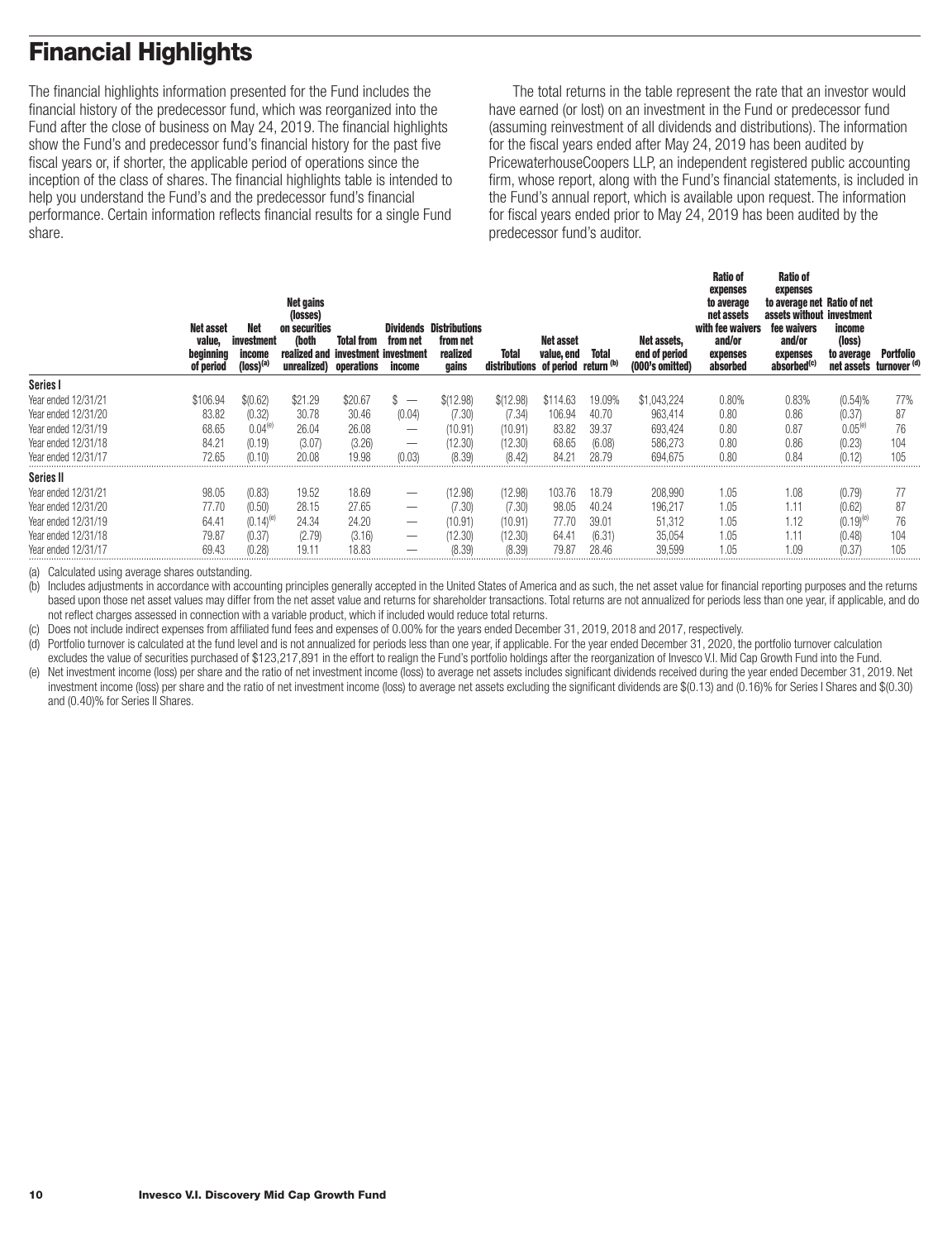# Financial Highlights

The financial highlights information presented for the Fund includes the financial history of the predecessor fund, which was reorganized into the Fund after the close of business on May 24, 2019. The financial highlights show the Fund's and predecessor fund's financial history for the past five fiscal years or, if shorter, the applicable period of operations since the inception of the class of shares. The financial highlights table is intended to help you understand the Fund's and the predecessor fund's financial performance. Certain information reflects financial results for a single Fund share.

The total returns in the table represent the rate that an investor would have earned (or lost) on an investment in the Fund or predecessor fund (assuming reinvestment of all dividends and distributions). The information for the fiscal years ended after May 24, 2019 has been audited by PricewaterhouseCoopers LLP, an independent registered public accounting firm, whose report, along with the Fund's financial statements, is included in the Fund's annual report, which is available upon request. The information for fiscal years ended prior to May 24, 2019 has been audited by the predecessor fund's auditor.

| | Net asset value, beginning of period | Net investment income (loss)[(a)] | Net gains (losses) on securities (both realized and unrealized) | Total from investment operations | Dividends from net investment income | Distributions from net realized gains | Total distributions | Net asset value, end of period | Total return[(b)] | Net assets, end of period (000's omitted) | Ratio of expenses to average net assets with fee waivers and/or expenses absorbed | Ratio of expenses to average net assets without fee waivers and/or expenses absorbed[(c)] | Ratio of net investment income (loss) to average net assets | Portfolio turnover[(d)] |
|---|---|---|---|---|---|---|---|---|---|---|---|---|---|---|
| **Series I** | | | | | | | | | | | | | | |
| Year ended 12/31/21 | $106.94 | $(0.62) | $21.29 | $20.67 | $ — | $(12.98) | $(12.98) | $114.63 | 19.09% | $1,043,224 | 0.80% | 0.83% | (0.54)% | 77% |
| Year ended 12/31/20 | 83.82 | (0.32) | 30.78 | 30.46 | (0.04) | (7.30) | (7.34) | 106.94 | 40.70 | 963,414 | 0.80 | 0.86 | (0.37) | 87 |
| Year ended 12/31/19 | 68.65 | 0.04[(e)] | 26.04 | 26.08 | — | (10.91) | (10.91) | 83.82 | 39.37 | 693,424 | 0.80 | 0.87 | 0.05[(e)] | 76 |
| Year ended 12/31/18 | 84.21 | (0.19) | (3.07) | (3.26) | — | (12.30) | (12.30) | 68.65 | (6.08) | 586,273 | 0.80 | 0.86 | (0.23) | 104 |
| Year ended 12/31/17 | 72.65 | (0.10) | 20.08 | 19.98 | (0.03) | (8.39) | (8.42) | 84.21 | 28.79 | 694,675 | 0.80 | 0.84 | (0.12) | 105 |
| **Series II** | | | | | | | | | | | | | | |
| Year ended 12/31/21 | 98.05 | (0.83) | 19.52 | 18.69 | — | (12.98) | (12.98) | 103.76 | 18.79 | 208,990 | 1.05 | 1.08 | (0.79) | 77 |
| Year ended 12/31/20 | 77.70 | (0.50) | 28.15 | 27.65 | — | (7.30) | (7.30) | 98.05 | 40.24 | 196,217 | 1.05 | 1.11 | (0.62) | 87 |
| Year ended 12/31/19 | 64.41 | (0.14)[(e)] | 24.34 | 24.20 | — | (10.91) | (10.91) | 77.70 | 39.01 | 51,312 | 1.05 | 1.12 | (0.19)[(e)] | 76 |
| Year ended 12/31/18 | 79.87 | (0.37) | (2.79) | (3.16) | — | (12.30) | (12.30) | 64.41 | (6.31) | 35,054 | 1.05 | 1.11 | (0.48) | 104 |
| Year ended 12/31/17 | 69.43 | (0.28) | 19.11 | 18.83 | — | (8.39) | (8.39) | 79.87 | 28.46 | 39,599 | 1.05 | 1.09 | (0.37) | 105 |

(a) Calculated using average shares outstanding.

(b) Includes adjustments in accordance with accounting principles generally accepted in the United States of America and as such, the net asset value for financial reporting purposes and the returns based upon those net asset values may differ from the net asset value and returns for shareholder transactions. Total returns are not annualized for periods less than one year, if applicable, and do not reflect charges assessed in connection with a variable product, which if included would reduce total returns.

(c) Does not include indirect expenses from affiliated fund fees and expenses of 0.00% for the years ended December 31, 2019, 2018 and 2017, respectively.

(d) Portfolio turnover is calculated at the fund level and is not annualized for periods less than one year, if applicable. For the year ended December 31, 2020, the portfolio turnover calculation excludes the value of securities purchased of $123,217,891 in the effort to realign the Fund's portfolio holdings after the reorganization of Invesco V.I. Mid Cap Growth Fund into the Fund.

(e) Net investment income (loss) per share and the ratio of net investment income (loss) to average net assets includes significant dividends received during the year ended December 31, 2019. Net investment income (loss) per share and the ratio of net investment income (loss) to average net assets excluding the significant dividends are $(0.13) and (0.16)% for Series I Shares and $(0.30) and (0.40)% for Series II Shares.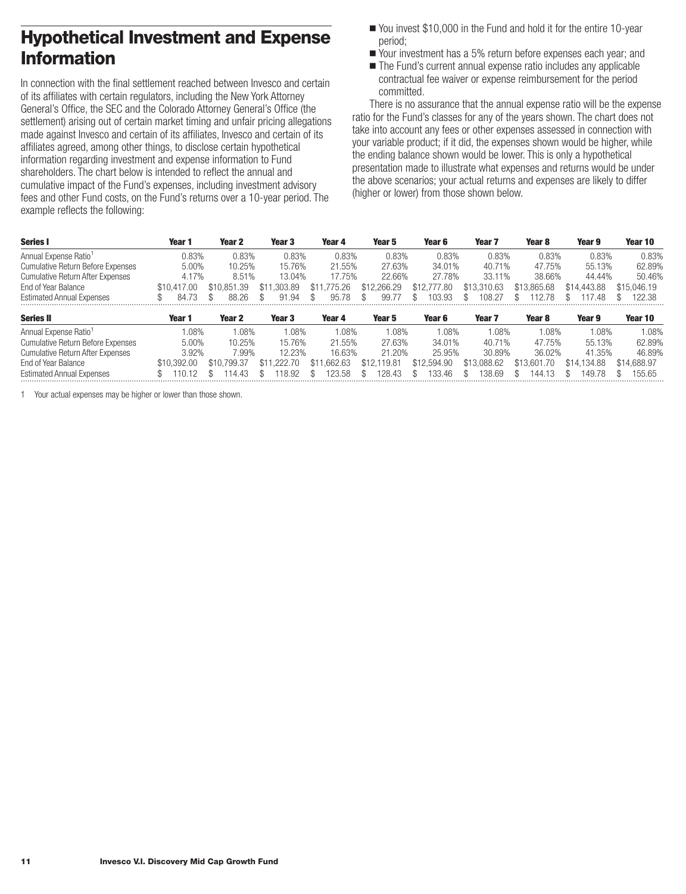# Hypothetical Investment and Expense Information

In connection with the final settlement reached between Invesco and certain of its affiliates with certain regulators, including the New York Attorney General's Office, the SEC and the Colorado Attorney General's Office (the settlement) arising out of certain market timing and unfair pricing allegations made against Invesco and certain of its affiliates, Invesco and certain of its affiliates agreed, among other things, to disclose certain hypothetical information regarding investment and expense information to Fund shareholders. The chart below is intended to reflect the annual and cumulative impact of the Fund's expenses, including investment advisory fees and other Fund costs, on the Fund's returns over a 10-year period. The example reflects the following:

- You invest $10,000 in the Fund and hold it for the entire 10-year period;
- Your investment has a 5% return before expenses each year; and
- The Fund's current annual expense ratio includes any applicable contractual fee waiver or expense reimbursement for the period committed.

There is no assurance that the annual expense ratio will be the expense ratio for the Fund's classes for any of the years shown. The chart does not take into account any fees or other expenses assessed in connection with your variable product; if it did, the expenses shown would be higher, while the ending balance shown would be lower. This is only a hypothetical presentation made to illustrate what expenses and returns would be under the above scenarios; your actual returns and expenses are likely to differ (higher or lower) from those shown below.

| Series I | Year 1 | Year 2 | Year 3 | Year 4 | Year 5 | Year 6 | Year 7 | Year 8 | Year 9 | Year 10 |
|---|---|---|---|---|---|---|---|---|---|---|
| Annual Expense Ratio[1] | 0.83% | 0.83% | 0.83% | 0.83% | 0.83% | 0.83% | 0.83% | 0.83% | 0.83% | 0.83% |
| Cumulative Return Before Expenses | 5.00% | 10.25% | 15.76% | 21.55% | 27.63% | 34.01% | 40.71% | 47.75% | 55.13% | 62.89% |
| Cumulative Return After Expenses | 4.17% | 8.51% | 13.04% | 17.75% | 22.66% | 27.78% | 33.11% | 38.66% | 44.44% | 50.46% |
| End of Year Balance | $10,417.00 | $10,851.39 | $11,303.89 | $11,775.26 | $12,266.29 | $12,777.80 | $13,310.63 | $13,865.68 | $14,443.88 | $15,046.19 |
| Estimated Annual Expenses | $ 84.73 | $ 88.26 | $ 91.94 | $ 95.78 | $ 99.77 | $ 103.93 | $ 108.27 | $ 112.78 | $ 117.48 | $ 122.38 |

| Series II | Year 1 | Year 2 | Year 3 | Year 4 | Year 5 | Year 6 | Year 7 | Year 8 | Year 9 | Year 10 |
|---|---|---|---|---|---|---|---|---|---|---|
| Annual Expense Ratio[1] | 1.08% | 1.08% | 1.08% | 1.08% | 1.08% | 1.08% | 1.08% | 1.08% | 1.08% | 1.08% |
| Cumulative Return Before Expenses | 5.00% | 10.25% | 15.76% | 21.55% | 27.63% | 34.01% | 40.71% | 47.75% | 55.13% | 62.89% |
| Cumulative Return After Expenses | 3.92% | 7.99% | 12.23% | 16.63% | 21.20% | 25.95% | 30.89% | 36.02% | 41.35% | 46.89% |
| End of Year Balance | $10,392.00 | $10,799.37 | $11,222.70 | $11,662.63 | $12,119.81 | $12,594.90 | $13,088.62 | $13,601.70 | $14,134.88 | $14,688.97 |
| Estimated Annual Expenses | $ 110.12 | $ 114.43 | $ 118.92 | $ 123.58 | $ 128.43 | $ 133.46 | $ 138.69 | $ 144.13 | $ 149.78 | $ 155.65 |

1 Your actual expenses may be higher or lower than those shown.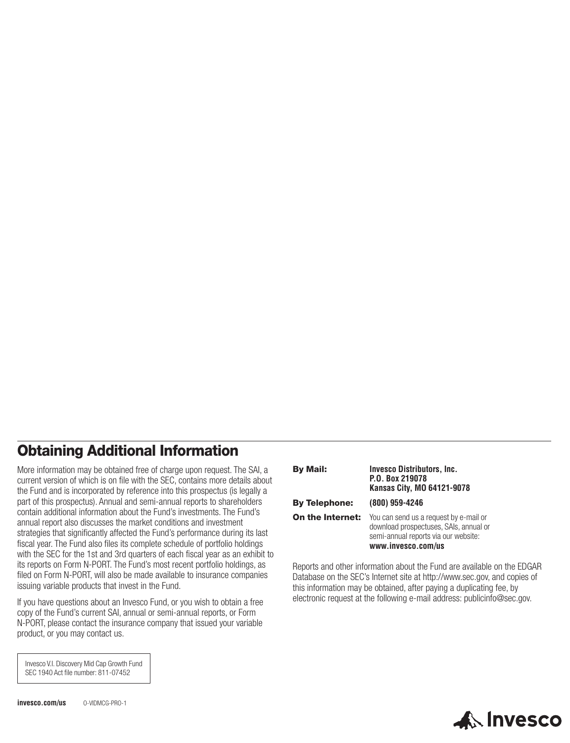## Obtaining Additional Information

More information may be obtained free of charge upon request. The SAI, a current version of which is on file with the SEC, contains more details about the Fund and is incorporated by reference into this prospectus (is legally a part of this prospectus). Annual and semi-annual reports to shareholders contain additional information about the Fund's investments. The Fund's annual report also discusses the market conditions and investment strategies that significantly affected the Fund's performance during its last fiscal year. The Fund also files its complete schedule of portfolio holdings with the SEC for the 1st and 3rd quarters of each fiscal year as an exhibit to its reports on Form N-PORT. The Fund's most recent portfolio holdings, as filed on Form N-PORT, will also be made available to insurance companies issuing variable products that invest in the Fund.

If you have questions about an Invesco Fund, or you wish to obtain a free copy of the Fund's current SAI, annual or semi-annual reports, or Form N-PORT, please contact the insurance company that issued your variable product, or you may contact us.

| | |
|---|---|
| **By Mail:** | **Invesco Distributors, Inc.<br>P.O. Box 219078<br>Kansas City, MO 64121-9078** |
| **By Telephone:** | **(800) 959-4246** |
| **On the Internet:** | You can send us a request by e-mail or download prospectuses, SAIs, annual or semi-annual reports via our website:<br>**www.invesco.com/us** |

Reports and other information about the Fund are available on the EDGAR Database on the SEC's Internet site at http://www.sec.gov, and copies of this information may be obtained, after paying a duplicating fee, by electronic request at the following e-mail address: publicinfo@sec.gov.

Invesco V.I. Discovery Mid Cap Growth Fund
SEC 1940 Act file number: 811-07452

**invesco.com/us** O-VIDMCG-PRO-1

Invesco